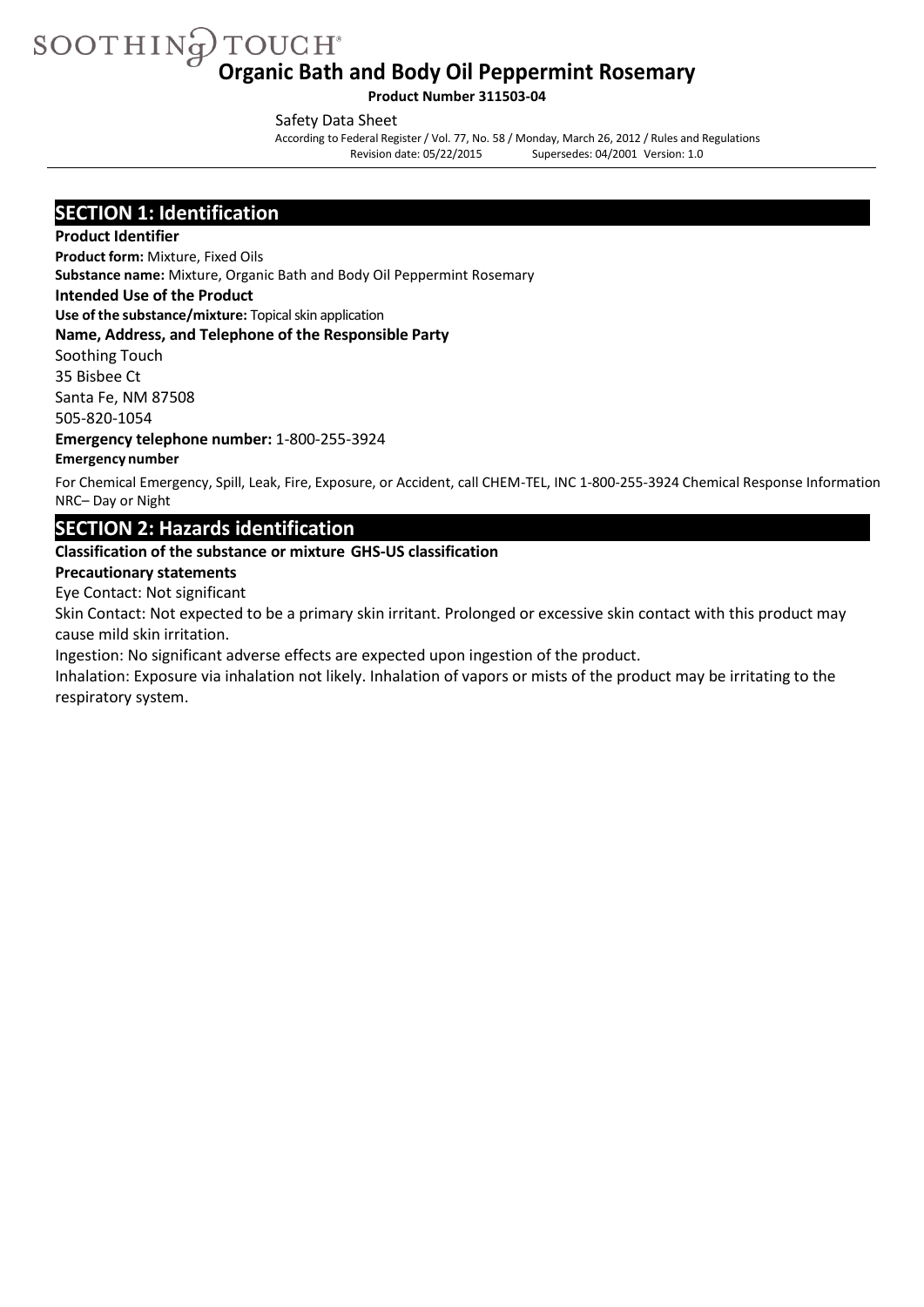SOOTHING TOUCH®

# Organic Bath and Body Oil Peppermint Rosemary

**Product Number 311503-04**

Safety Data Sheet

According to Federal Register / Vol. 77, No. 58 / Monday, March 26, 2012 / Rules and Regulations

Revision date: 05/22/2015 Supersedes: 04/2001 Version: 1.0

## SECTION 1: Identification

**Product Identifier**

**Product form:** Mixture, Fixed Oils

**Substance name:** Mixture, Organic Bath and Body Oil Peppermint Rosemary

**Intended Use of the Product**

**Use of the substance/mixture:** Topical skin application

**Name, Address, and Telephone of the Responsible Party**

Soothing Touch
35 Bisbee Ct
Santa Fe, NM 87508
505-820-1054

**Emergency telephone number:** 1-800-255-3924

**Emergency number**

For Chemical Emergency, Spill, Leak, Fire, Exposure, or Accident, call CHEM-TEL, INC 1-800-255-3924 Chemical Response Information NRC– Day or Night

## SECTION 2: Hazards identification

**Classification of the substance or mixture GHS-US classification**

**Precautionary statements**

Eye Contact: Not significant

Skin Contact: Not expected to be a primary skin irritant. Prolonged or excessive skin contact with this product may cause mild skin irritation.

Ingestion: No significant adverse effects are expected upon ingestion of the product.

Inhalation: Exposure via inhalation not likely. Inhalation of vapors or mists of the product may be irritating to the respiratory system.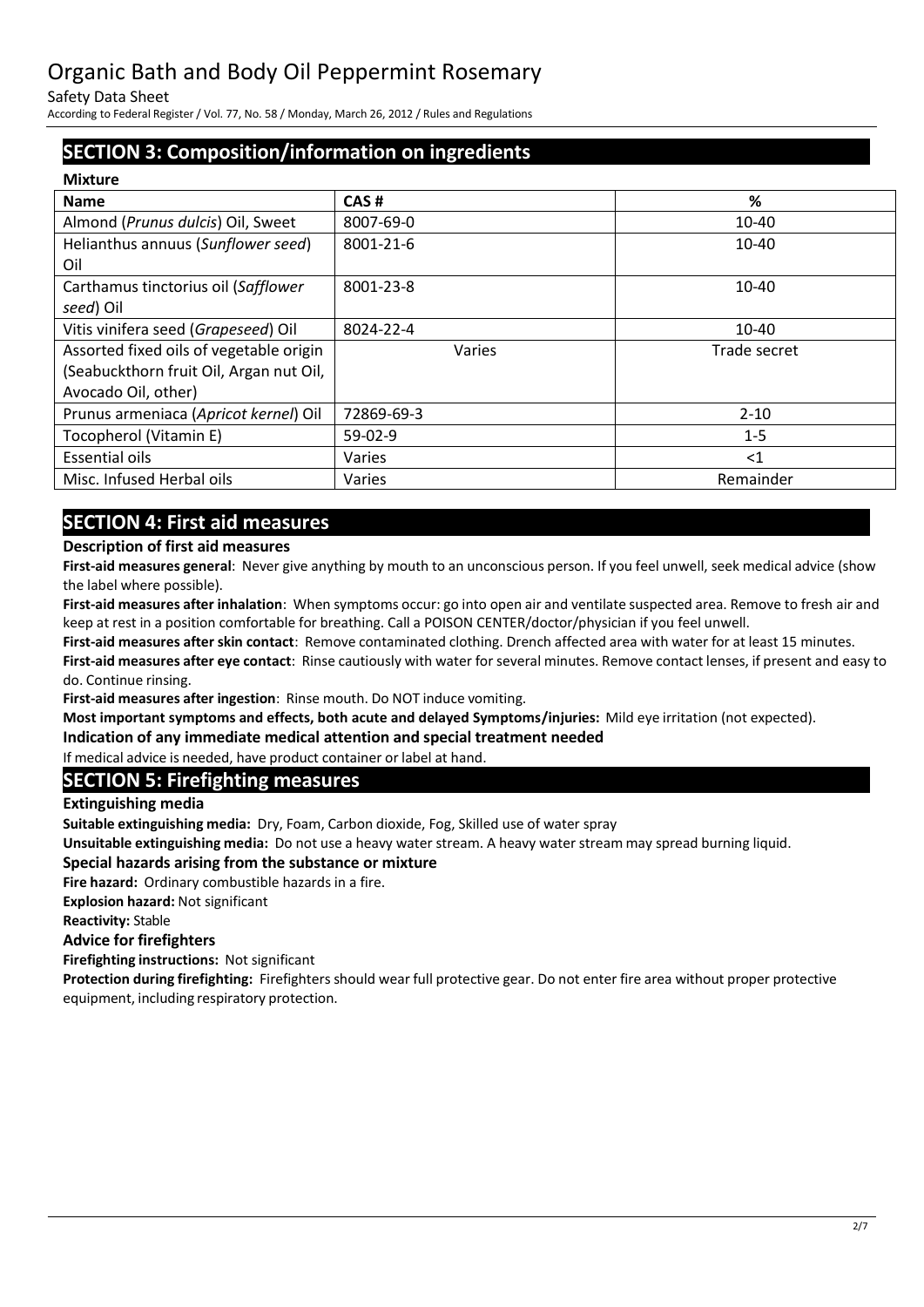## SECTION 3: Composition/information on ingredients

**Mixture**

| Name | CAS # | % |
|---|---|---|
| Almond (*Prunus dulcis*) Oil, Sweet | 8007-69-0 | 10-40 |
| Helianthus annuus (*Sunflower seed*) Oil | 8001-21-6 | 10-40 |
| Carthamus tinctorius oil (*Safflower seed*) Oil | 8001-23-8 | 10-40 |
| Vitis vinifera seed (*Grapeseed*) Oil | 8024-22-4 | 10-40 |
| Assorted fixed oils of vegetable origin (Seabuckthorn fruit Oil, Argan nut Oil, Avocado Oil, other) | Varies | Trade secret |
| Prunus armeniaca (*Apricot kernel*) Oil | 72869-69-3 | 2-10 |
| Tocopherol (Vitamin E) | 59-02-9 | 1-5 |
| Essential oils | Varies | <1 |
| Misc. Infused Herbal oils | Varies | Remainder |

## SECTION 4: First aid measures

**Description of first aid measures**

**First-aid measures general**: Never give anything by mouth to an unconscious person. If you feel unwell, seek medical advice (show the label where possible).

**First-aid measures after inhalation**: When symptoms occur: go into open air and ventilate suspected area. Remove to fresh air and keep at rest in a position comfortable for breathing. Call a POISON CENTER/doctor/physician if you feel unwell.

**First-aid measures after skin contact**: Remove contaminated clothing. Drench affected area with water for at least 15 minutes.

**First-aid measures after eye contact**: Rinse cautiously with water for several minutes. Remove contact lenses, if present and easy to do. Continue rinsing.

**First-aid measures after ingestion**: Rinse mouth. Do NOT induce vomiting.

**Most important symptoms and effects, both acute and delayed Symptoms/injuries:** Mild eye irritation (not expected).

**Indication of any immediate medical attention and special treatment needed**

If medical advice is needed, have product container or label at hand.

## SECTION 5: Firefighting measures

**Extinguishing media**

**Suitable extinguishing media:** Dry, Foam, Carbon dioxide, Fog, Skilled use of water spray

**Unsuitable extinguishing media:** Do not use a heavy water stream. A heavy water stream may spread burning liquid.

**Special hazards arising from the substance or mixture**

**Fire hazard:** Ordinary combustible hazards in a fire.

**Explosion hazard:** Not significant

**Reactivity:** Stable

**Advice for firefighters**

**Firefighting instructions:** Not significant

**Protection during firefighting:** Firefighters should wear full protective gear. Do not enter fire area without proper protective equipment, including respiratory protection.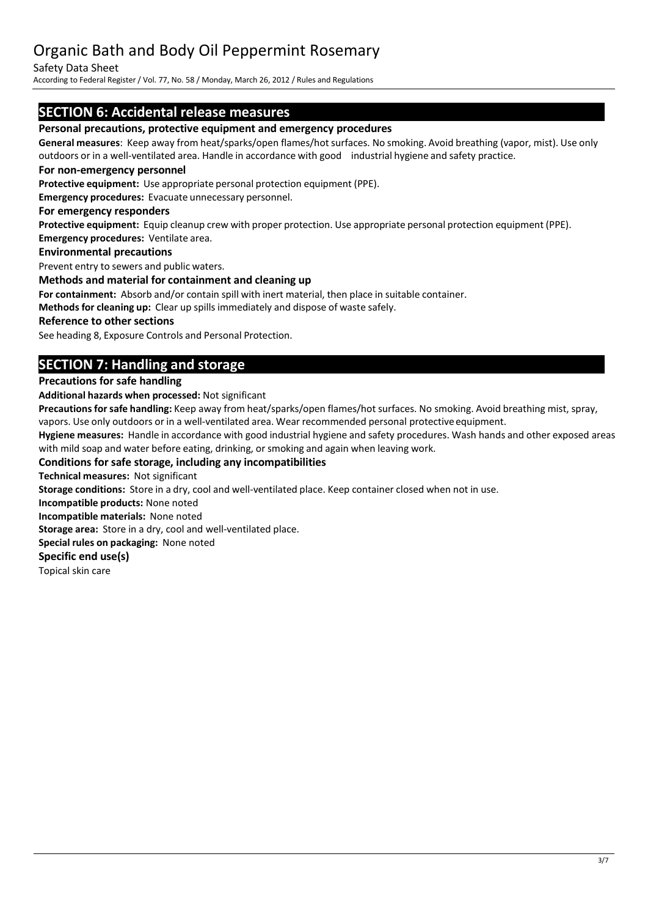## SECTION 6: Accidental release measures

### Personal precautions, protective equipment and emergency procedures

**General measures**: Keep away from heat/sparks/open flames/hot surfaces. No smoking. Avoid breathing (vapor, mist). Use only outdoors or in a well-ventilated area. Handle in accordance with good industrial hygiene and safety practice.

### For non-emergency personnel

**Protective equipment:** Use appropriate personal protection equipment (PPE).

**Emergency procedures:** Evacuate unnecessary personnel.

### For emergency responders

**Protective equipment:** Equip cleanup crew with proper protection. Use appropriate personal protection equipment (PPE).

**Emergency procedures:** Ventilate area.

### Environmental precautions

Prevent entry to sewers and public waters.

### Methods and material for containment and cleaning up

**For containment:** Absorb and/or contain spill with inert material, then place in suitable container.

**Methods for cleaning up:** Clear up spills immediately and dispose of waste safely.

### Reference to other sections

See heading 8, Exposure Controls and Personal Protection.

## SECTION 7: Handling and storage

### Precautions for safe handling

**Additional hazards when processed:** Not significant

**Precautions for safe handling:** Keep away from heat/sparks/open flames/hot surfaces. No smoking. Avoid breathing mist, spray, vapors. Use only outdoors or in a well-ventilated area. Wear recommended personal protective equipment.

**Hygiene measures:** Handle in accordance with good industrial hygiene and safety procedures. Wash hands and other exposed areas with mild soap and water before eating, drinking, or smoking and again when leaving work.

### Conditions for safe storage, including any incompatibilities

**Technical measures:** Not significant

**Storage conditions:** Store in a dry, cool and well-ventilated place. Keep container closed when not in use.

**Incompatible products:** None noted

**Incompatible materials:** None noted

**Storage area:** Store in a dry, cool and well-ventilated place.

**Special rules on packaging:** None noted

### Specific end use(s)

Topical skin care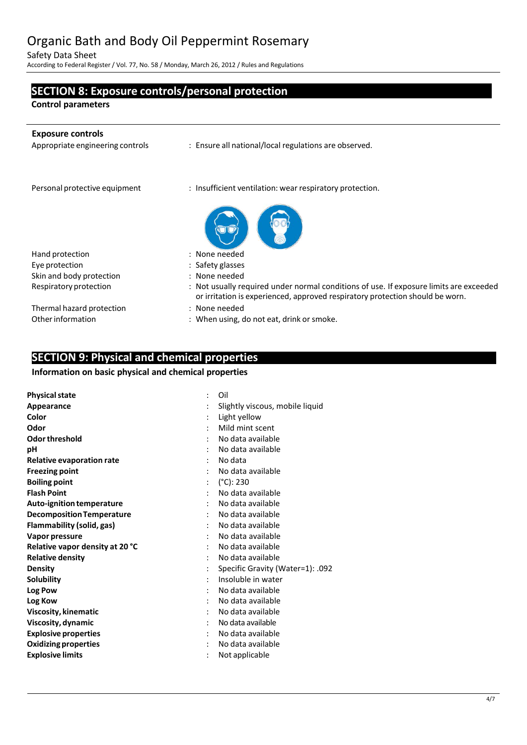## SECTION 8: Exposure controls/personal protection

**Control parameters**

**Exposure controls**

Appropriate engineering controls : Ensure all national/local regulations are observed.

Personal protective equipment : Insufficient ventilation: wear respiratory protection.

| | |
|---|---|
| Hand protection | : None needed |
| Eye protection | : Safety glasses |
| Skin and body protection | : None needed |
| Respiratory protection | : Not usually required under normal conditions of use. If exposure limits are exceeded or irritation is experienced, approved respiratory protection should be worn. |
| Thermal hazard protection | : None needed |
| Other information | : When using, do not eat, drink or smoke. |

## SECTION 9: Physical and chemical properties

**Information on basic physical and chemical properties**

| | |
|---|---|
| **Physical state** | : Oil |
| **Appearance** | : Slightly viscous, mobile liquid |
| **Color** | : Light yellow |
| **Odor** | : Mild mint scent |
| **Odor threshold** | : No data available |
| **pH** | : No data available |
| **Relative evaporation rate** | : No data |
| **Freezing point** | : No data available |
| **Boiling point** | : (°C): 230 |
| **Flash Point** | : No data available |
| **Auto-ignition temperature** | : No data available |
| **Decomposition Temperature** | : No data available |
| **Flammability (solid, gas)** | : No data available |
| **Vapor pressure** | : No data available |
| **Relative vapor density at 20 °C** | : No data available |
| **Relative density** | : No data available |
| **Density** | : Specific Gravity (Water=1): .092 |
| **Solubility** | : Insoluble in water |
| **Log Pow** | : No data available |
| **Log Kow** | : No data available |
| **Viscosity, kinematic** | : No data available |
| **Viscosity, dynamic** | : No data available |
| **Explosive properties** | : No data available |
| **Oxidizing properties** | : No data available |
| **Explosive limits** | : Not applicable |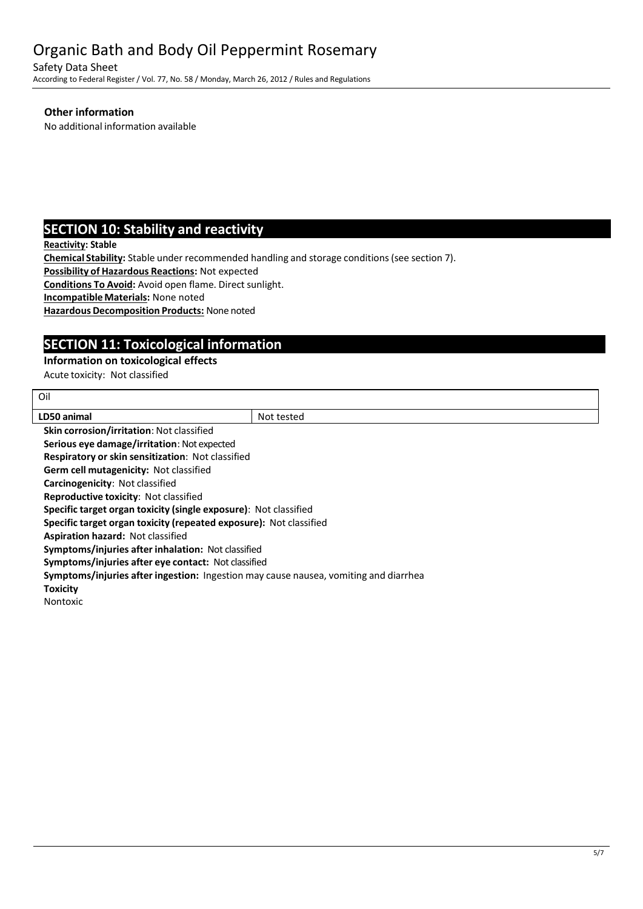**Other information**

No additional information available

## SECTION 10: Stability and reactivity

**Reactivity: Stable**

**Chemical Stability:** Stable under recommended handling and storage conditions (see section 7).

**Possibility of Hazardous Reactions:** Not expected

**Conditions To Avoid:** Avoid open flame. Direct sunlight.

**Incompatible Materials:** None noted

**Hazardous Decomposition Products:** None noted

## SECTION 11: Toxicological information

**Information on toxicological effects**

Acute toxicity: Not classified

| Oil | |
|---|---|
| **LD50 animal** | Not tested |

**Skin corrosion/irritation**: Not classified

**Serious eye damage/irritation**: Not expected

**Respiratory or skin sensitization**: Not classified

**Germ cell mutagenicity:** Not classified

**Carcinogenicity**: Not classified

**Reproductive toxicity**: Not classified

**Specific target organ toxicity (single exposure)**: Not classified

**Specific target organ toxicity (repeated exposure):** Not classified

**Aspiration hazard:** Not classified

**Symptoms/injuries after inhalation:** Not classified

**Symptoms/injuries after eye contact:** Not classified

**Symptoms/injuries after ingestion:** Ingestion may cause nausea, vomiting and diarrhea

**Toxicity**

Nontoxic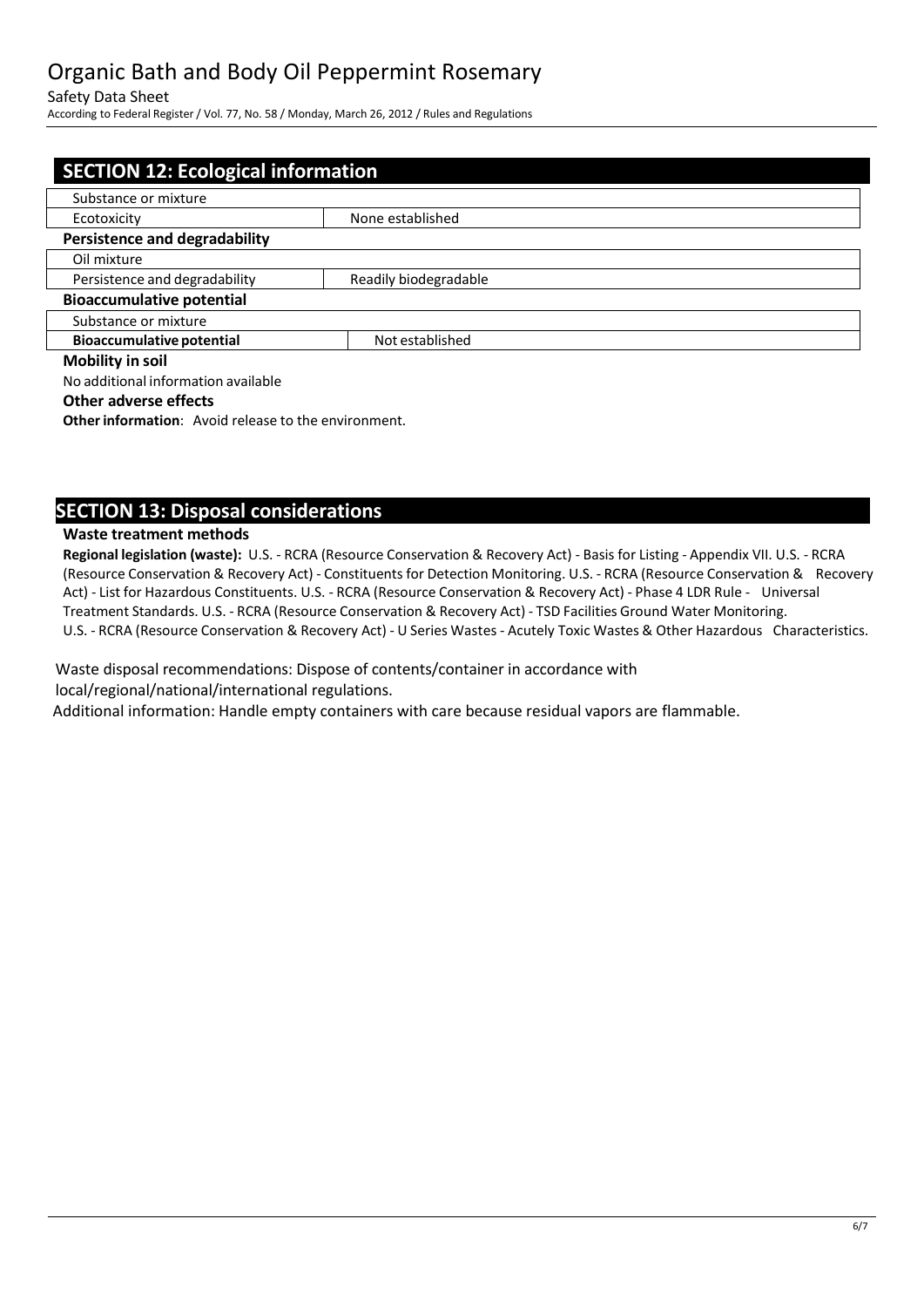## SECTION 12: Ecological information

| Substance or mixture | |
|---|---|
| Ecotoxicity | None established |

**Persistence and degradability**

| Oil mixture | |
|---|---|
| Persistence and degradability | Readily biodegradable |

**Bioaccumulative potential**

| Substance or mixture | |
|---|---|
| **Bioaccumulative potential** | Not established |

**Mobility in soil**

No additional information available

**Other adverse effects**

**Other information**: Avoid release to the environment.

## SECTION 13: Disposal considerations

**Waste treatment methods**

**Regional legislation (waste):** U.S. - RCRA (Resource Conservation & Recovery Act) - Basis for Listing - Appendix VII. U.S. - RCRA (Resource Conservation & Recovery Act) - Constituents for Detection Monitoring. U.S. - RCRA (Resource Conservation & Recovery Act) - List for Hazardous Constituents. U.S. - RCRA (Resource Conservation & Recovery Act) - Phase 4 LDR Rule - Universal Treatment Standards. U.S. - RCRA (Resource Conservation & Recovery Act) - TSD Facilities Ground Water Monitoring. U.S. - RCRA (Resource Conservation & Recovery Act) - U Series Wastes - Acutely Toxic Wastes & Other Hazardous Characteristics.

Waste disposal recommendations: Dispose of contents/container in accordance with local/regional/national/international regulations.

Additional information: Handle empty containers with care because residual vapors are flammable.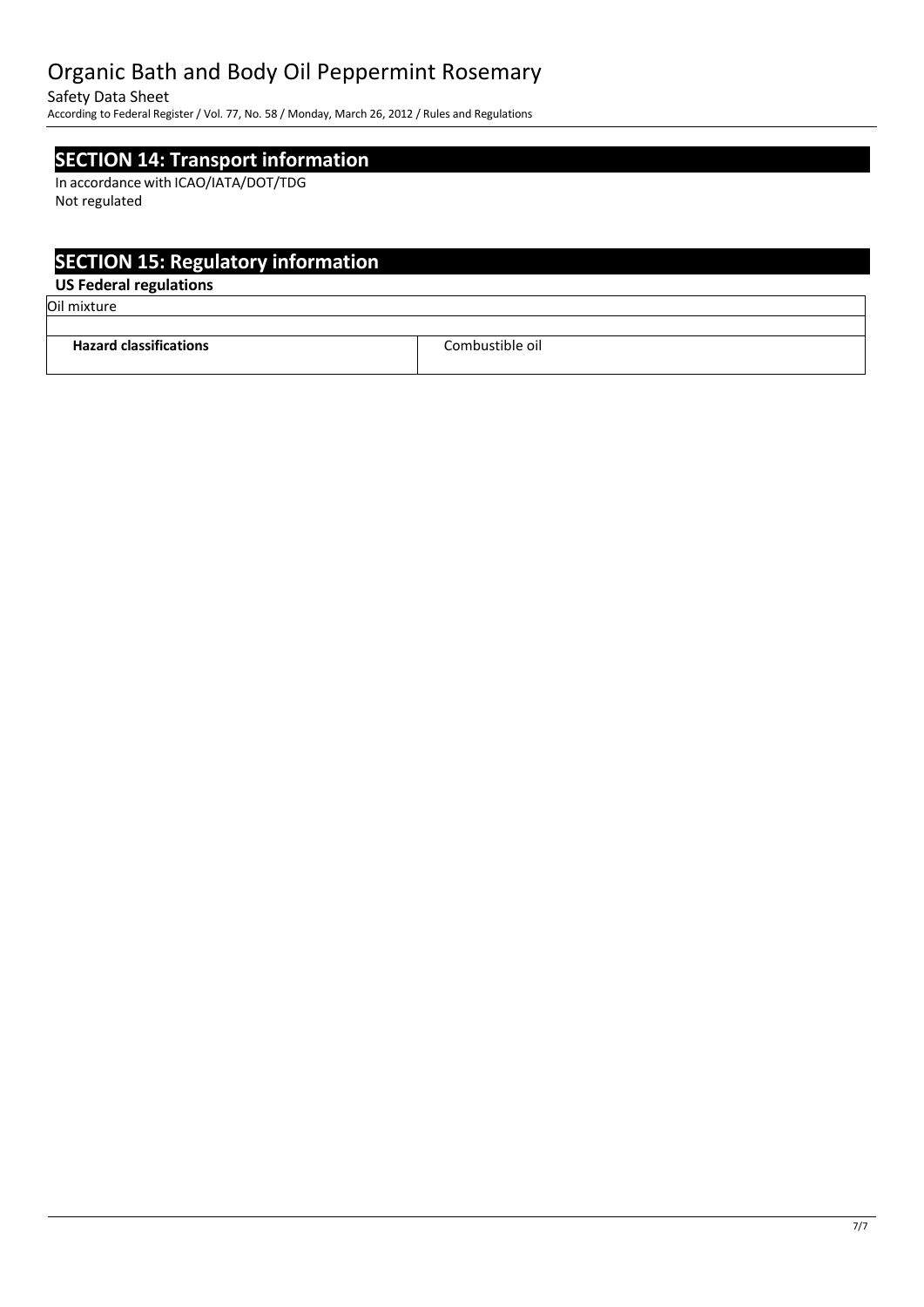## SECTION 14: Transport information

In accordance with ICAO/IATA/DOT/TDG
Not regulated

## SECTION 15: Regulatory information

### US Federal regulations

| Oil mixture | |
|---|---|
| | |
| **Hazard classifications** | Combustible oil |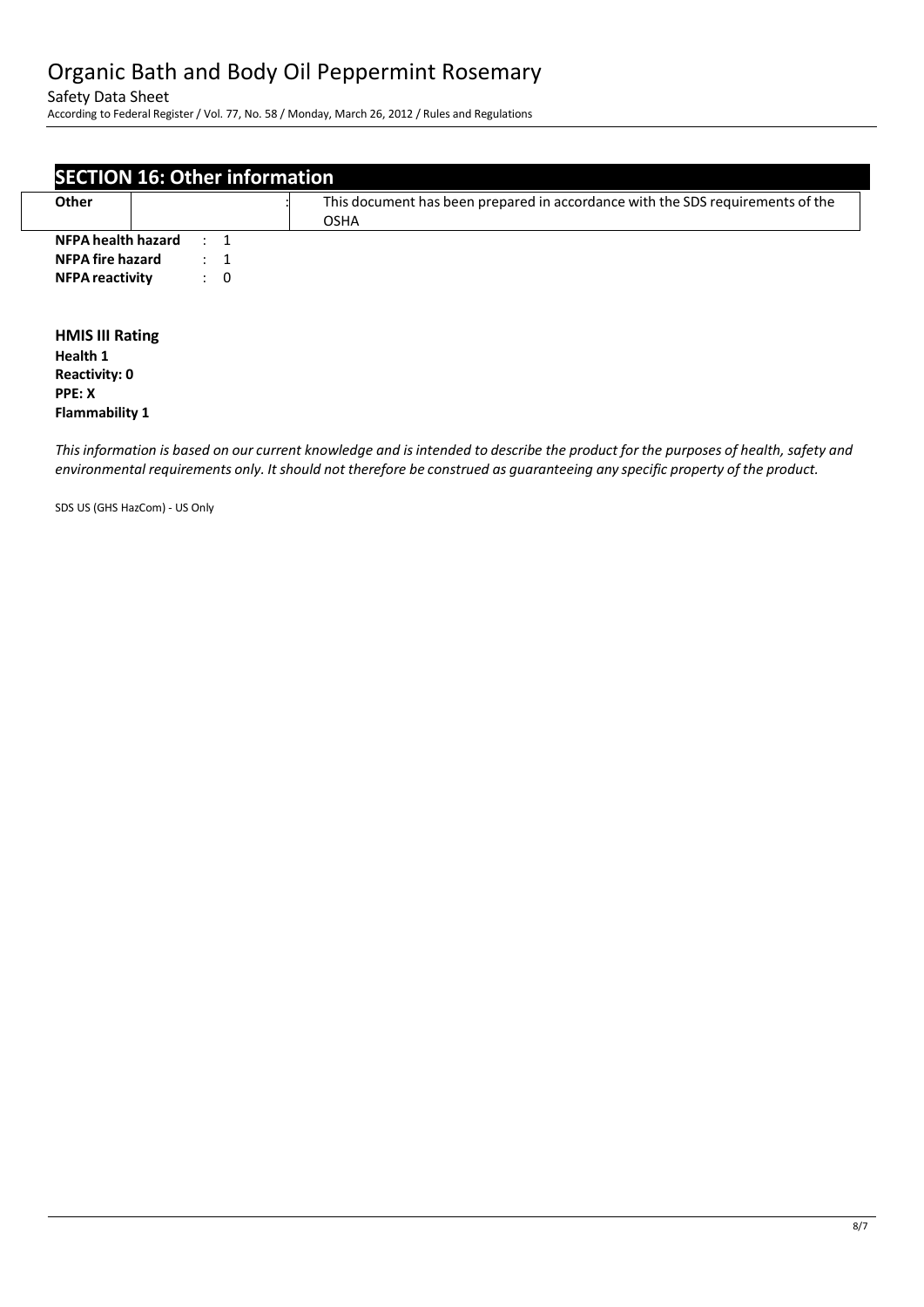## SECTION 16: Other information

| | |
|---|---|
| **Other** | : This document has been prepared in accordance with the SDS requirements of the OSHA |

**NFPA health hazard** : 1
**NFPA fire hazard** : 1
**NFPA reactivity** : 0

**HMIS III Rating**
**Health 1**
**Reactivity: 0**
**PPE: X**
**Flammability 1**

*This information is based on our current knowledge and is intended to describe the product for the purposes of health, safety and environmental requirements only. It should not therefore be construed as guaranteeing any specific property of the product.*

SDS US (GHS HazCom) - US Only